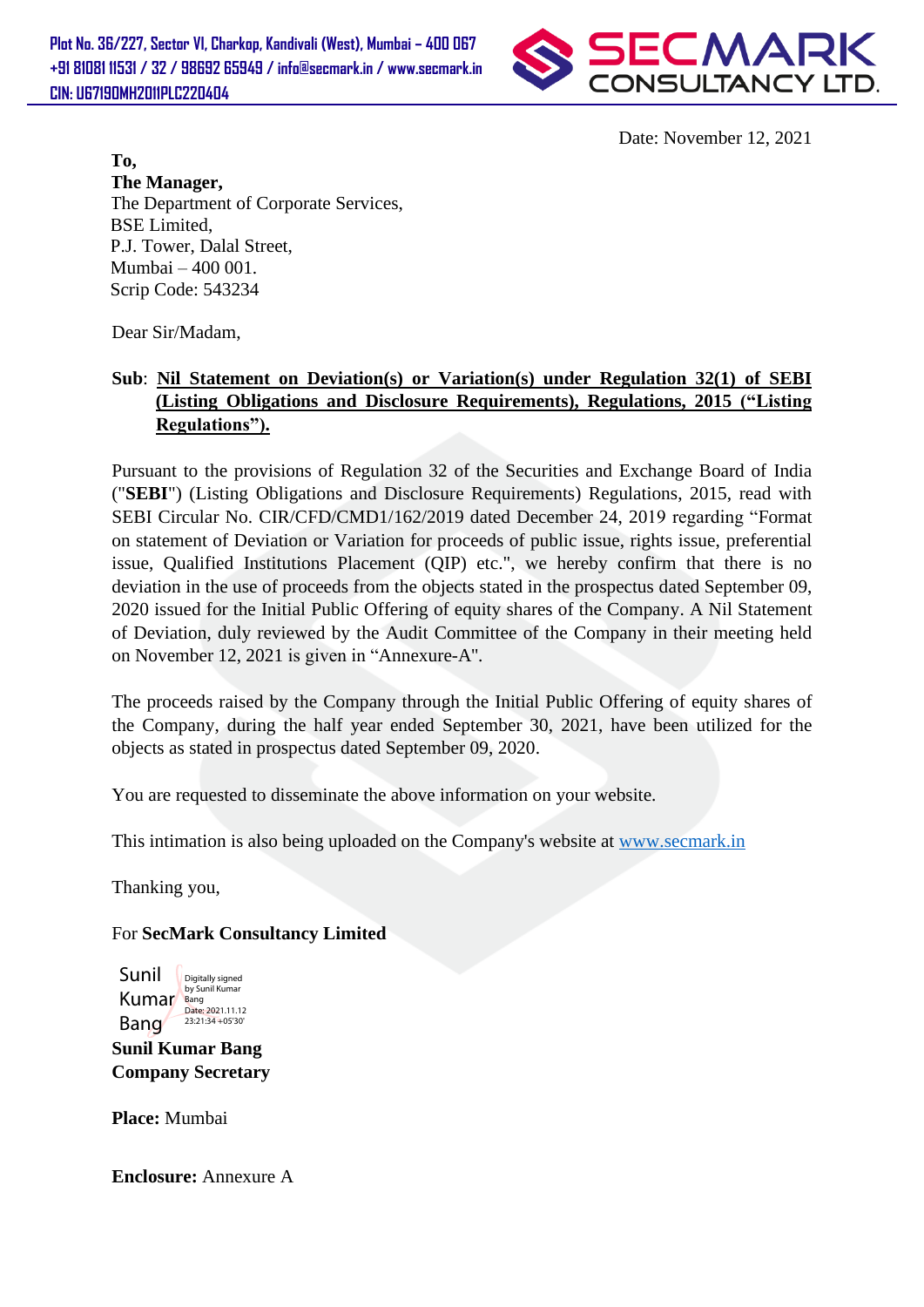Plot No. 36/227, Sector VI, Charkop, Kandivali (West), Mumbai – 400 067
+91 81081 11531 / 32 / 98692 65949 / info@secmark.in / www.secmark.in
CIN: U67190MH2011PLC220404

**SECMARK CONSULTANCY LTD.**

Date: November 12, 2021

**To,**
**The Manager,**
The Department of Corporate Services,
BSE Limited,
P.J. Tower, Dalal Street,
Mumbai – 400 001.
Scrip Code: 543234

Dear Sir/Madam,

**Sub**: **Nil Statement on Deviation(s) or Variation(s) under Regulation 32(1) of SEBI (Listing Obligations and Disclosure Requirements), Regulations, 2015 ("Listing Regulations").**

Pursuant to the provisions of Regulation 32 of the Securities and Exchange Board of India ("**SEBI**") (Listing Obligations and Disclosure Requirements) Regulations, 2015, read with SEBI Circular No. CIR/CFD/CMD1/162/2019 dated December 24, 2019 regarding "Format on statement of Deviation or Variation for proceeds of public issue, rights issue, preferential issue, Qualified Institutions Placement (QIP) etc.", we hereby confirm that there is no deviation in the use of proceeds from the objects stated in the prospectus dated September 09, 2020 issued for the Initial Public Offering of equity shares of the Company. A Nil Statement of Deviation, duly reviewed by the Audit Committee of the Company in their meeting held on November 12, 2021 is given in "Annexure-A".

The proceeds raised by the Company through the Initial Public Offering of equity shares of the Company, during the half year ended September 30, 2021, have been utilized for the objects as stated in prospectus dated September 09, 2020.

You are requested to disseminate the above information on your website.

This intimation is also being uploaded on the Company's website at www.secmark.in

Thanking you,

For **SecMark Consultancy Limited**

Sunil Kumar Bang
Digitally signed by Sunil Kumar Bang
Date: 2021.11.12 23:21:34 +05'30'

**Sunil Kumar Bang**
**Company Secretary**

**Place:** Mumbai

**Enclosure:** Annexure A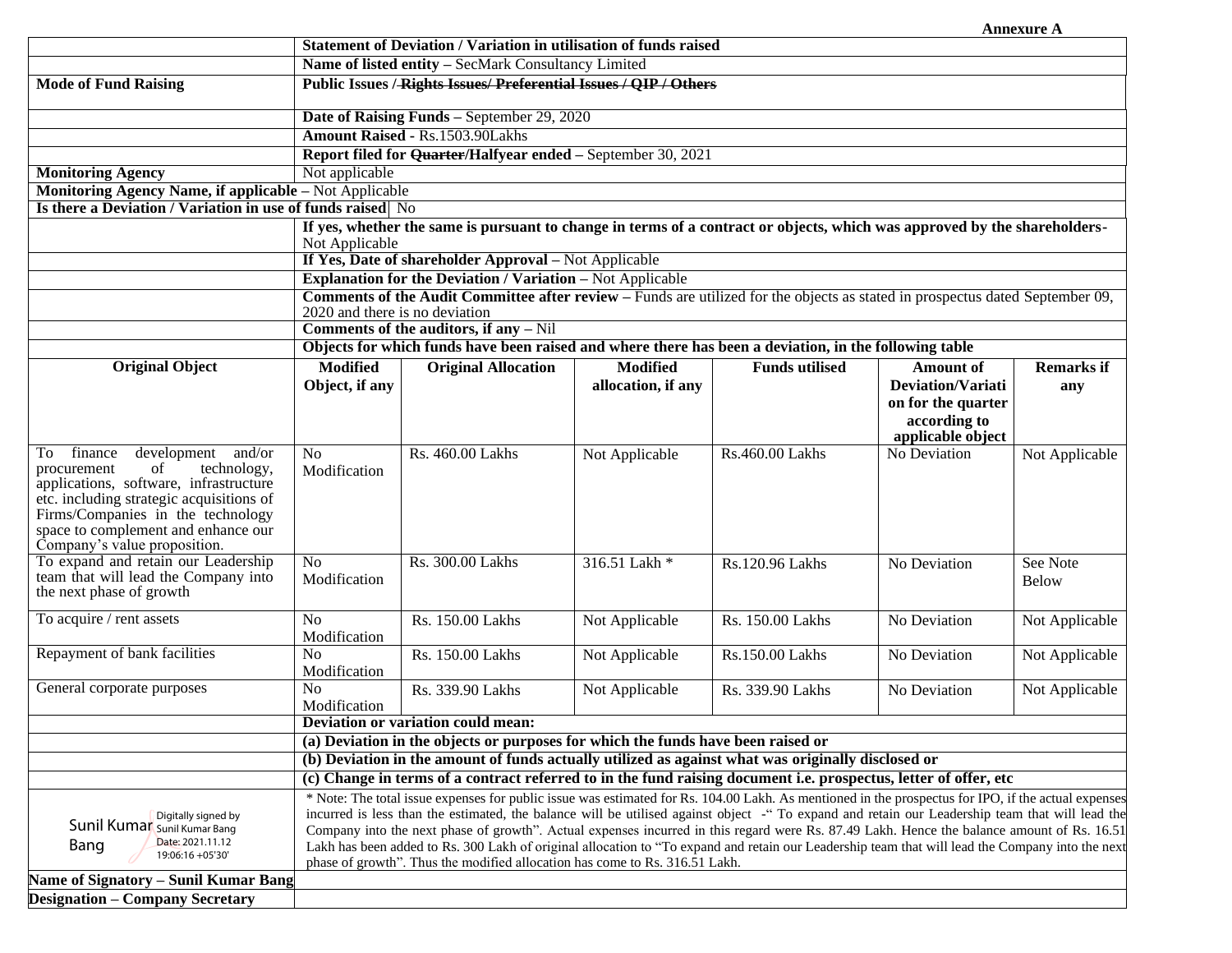**Annexure A**

| | | | | | | |
|---|---|---|---|---|---|---|
| | **Statement of Deviation / Variation in utilisation of funds raised** | | | | | |
| | **Name of listed entity** – SecMark Consultancy Limited | | | | | |
| **Mode of Fund Raising** | **Public Issues / ~~Rights Issues/ Preferential Issues / QIP / Others~~** | | | | | |
| | **Date of Raising Funds** – September 29, 2020 | | | | | |
| | **Amount Raised** - Rs.1503.90Lakhs | | | | | |
| | **Report filed for ~~Quarter~~/Halfyear ended** – September 30, 2021 | | | | | |
| **Monitoring Agency** | Not applicable | | | | | |
| **Monitoring Agency Name, if applicable** – Not Applicable | | | | | | |
| **Is there a Deviation / Variation in use of funds raised** | No | | | | | |
| | **If yes, whether the same is pursuant to change in terms of a contract or objects, which was approved by the shareholders**- Not Applicable | | | | | |
| | **If Yes, Date of shareholder Approval** – Not Applicable | | | | | |
| | **Explanation for the Deviation / Variation** – Not Applicable | | | | | |
| | **Comments of the Audit Committee after review** – Funds are utilized for the objects as stated in prospectus dated September 09, 2020 and there is no deviation | | | | | |
| | **Comments of the auditors, if any** – Nil | | | | | |
| | **Objects for which funds have been raised and where there has been a deviation, in the following table** | | | | | |
| **Original Object** | **Modified Object, if any** | **Original Allocation** | **Modified allocation, if any** | **Funds utilised** | **Amount of Deviation/Variation for the quarter according to applicable object** | **Remarks if any** |
| To finance development and/or procurement of technology, applications, software, infrastructure etc. including strategic acquisitions of Firms/Companies in the technology space to complement and enhance our Company's value proposition. | No Modification | Rs. 460.00 Lakhs | Not Applicable | Rs.460.00 Lakhs | No Deviation | Not Applicable |
| To expand and retain our Leadership team that will lead the Company into the next phase of growth | No Modification | Rs. 300.00 Lakhs | 316.51 Lakh * | Rs.120.96 Lakhs | No Deviation | See Note Below |
| To acquire / rent assets | No Modification | Rs. 150.00 Lakhs | Not Applicable | Rs. 150.00 Lakhs | No Deviation | Not Applicable |
| Repayment of bank facilities | No Modification | Rs. 150.00 Lakhs | Not Applicable | Rs.150.00 Lakhs | No Deviation | Not Applicable |
| General corporate purposes | No Modification | Rs. 339.90 Lakhs | Not Applicable | Rs. 339.90 Lakhs | No Deviation | Not Applicable |
| | **Deviation or variation could mean:** | | | | | |
| | **(a) Deviation in the objects or purposes for which the funds have been raised or** | | | | | |
| | **(b) Deviation in the amount of funds actually utilized as against what was originally disclosed or** | | | | | |
| | **(c) Change in terms of a contract referred to in the fund raising document i.e. prospectus, letter of offer, etc** | | | | | |
| Sunil Kumar Bang Digitally signed by Sunil Kumar Bang Date: 2021.11.12 19:06:16 +05'30' | * Note: The total issue expenses for public issue was estimated for Rs. 104.00 Lakh. As mentioned in the prospectus for IPO, if the actual expenses incurred is less than the estimated, the balance will be utilised against object -" To expand and retain our Leadership team that will lead the Company into the next phase of growth". Actual expenses incurred in this regard were Rs. 87.49 Lakh. Hence the balance amount of Rs. 16.51 Lakh has been added to Rs. 300 Lakh of original allocation to "To expand and retain our Leadership team that will lead the Company into the next phase of growth". Thus the modified allocation has come to Rs. 316.51 Lakh. | | | | | |
| **Name of Signatory – Sunil Kumar Bang** | | | | | | |
| **Designation – Company Secretary** | | | | | | |